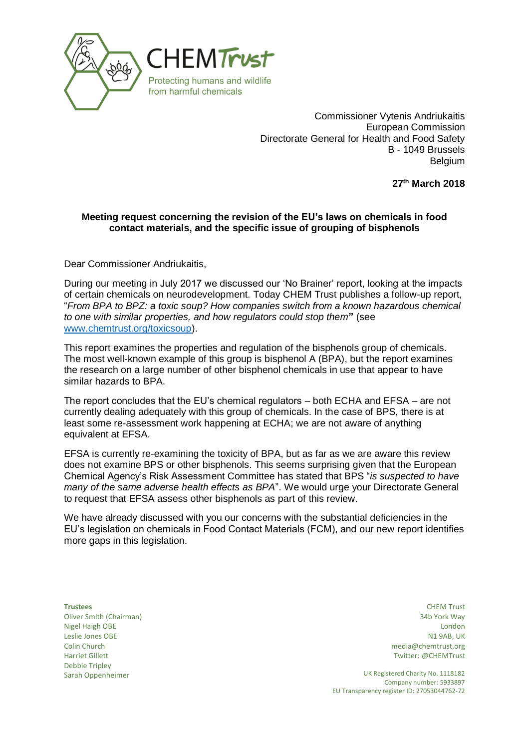CHEM Trust

Protecting humans and wildlife from harmful chemicals

Commissioner Vytenis Andriukaitis
European Commission
Directorate General for Health and Food Safety
B - 1049 Brussels
Belgium

**27th March 2018**

**Meeting request concerning the revision of the EU's laws on chemicals in food contact materials, and the specific issue of grouping of bisphenols**

Dear Commissioner Andriukaitis,

During our meeting in July 2017 we discussed our 'No Brainer' report, looking at the impacts of certain chemicals on neurodevelopment. Today CHEM Trust publishes a follow-up report, "*From BPA to BPZ: a toxic soup? How companies switch from a known hazardous chemical to one with similar properties, and how regulators could stop them*" (see [www.chemtrust.org/toxicsoup](www.chemtrust.org/toxicsoup)).

This report examines the properties and regulation of the bisphenols group of chemicals. The most well-known example of this group is bisphenol A (BPA), but the report examines the research on a large number of other bisphenol chemicals in use that appear to have similar hazards to BPA.

The report concludes that the EU's chemical regulators – both ECHA and EFSA – are not currently dealing adequately with this group of chemicals. In the case of BPS, there is at least some re-assessment work happening at ECHA; we are not aware of anything equivalent at EFSA.

EFSA is currently re-examining the toxicity of BPA, but as far as we are aware this review does not examine BPS or other bisphenols. This seems surprising given that the European Chemical Agency's Risk Assessment Committee has stated that BPS "*is suspected to have many of the same adverse health effects as BPA*". We would urge your Directorate General to request that EFSA assess other bisphenols as part of this review.

We have already discussed with you our concerns with the substantial deficiencies in the EU's legislation on chemicals in Food Contact Materials (FCM), and our new report identifies more gaps in this legislation.

**Trustees**
Oliver Smith (Chairman)
Nigel Haigh OBE
Leslie Jones OBE
Colin Church
Harriet Gillett
Debbie Tripley
Sarah Oppenheimer

CHEM Trust
34b York Way
London
N1 9AB, UK
media@chemtrust.org
Twitter: @CHEMTrust

UK Registered Charity No. 1118182
Company number: 5933897
EU Transparency register ID: 27053044762-72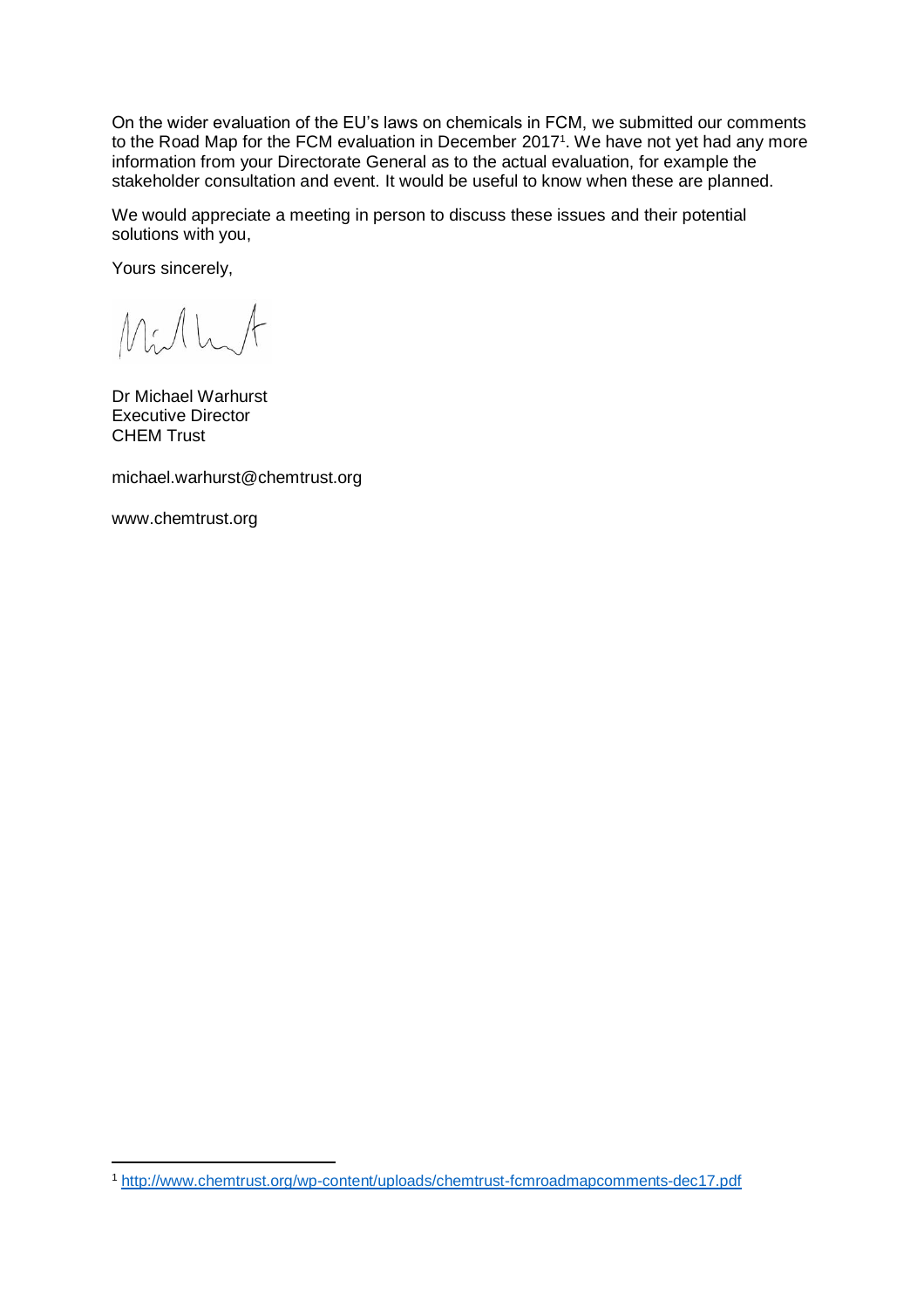On the wider evaluation of the EU's laws on chemicals in FCM, we submitted our comments to the Road Map for the FCM evaluation in December 2017[1]. We have not yet had any more information from your Directorate General as to the actual evaluation, for example the stakeholder consultation and event. It would be useful to know when these are planned.

We would appreciate a meeting in person to discuss these issues and their potential solutions with you,

Yours sincerely,

Dr Michael Warhurst
Executive Director
CHEM Trust

michael.warhurst@chemtrust.org

www.chemtrust.org

---

[1] http://www.chemtrust.org/wp-content/uploads/chemtrust-fcmroadmapcomments-dec17.pdf